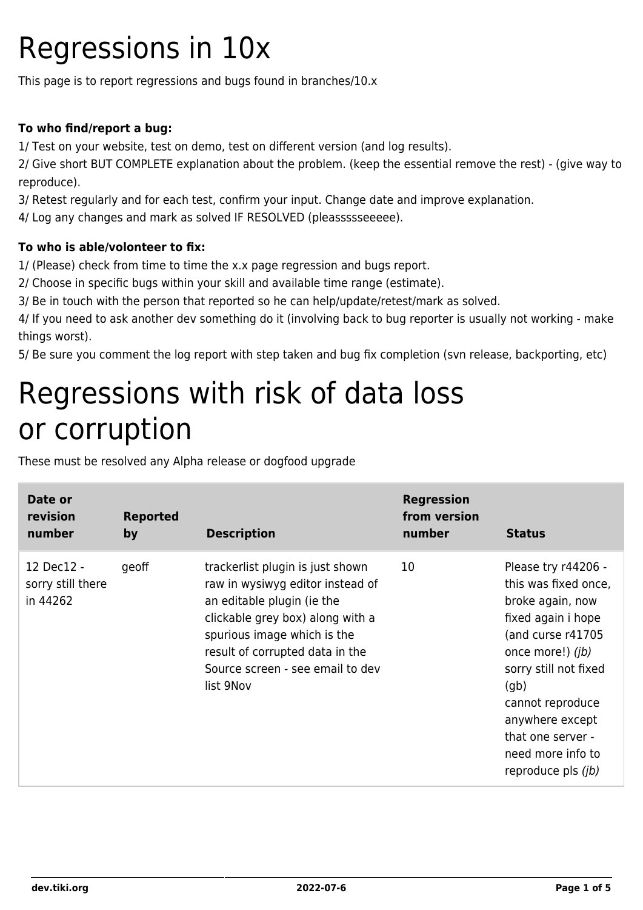# Regressions in 10x

This page is to report regressions and bugs found in branches/10.x

**To who find/report a bug:**

1/ Test on your website, test on demo, test on different version (and log results).
2/ Give short BUT COMPLETE explanation about the problem. (keep the essential remove the rest) - (give way to reproduce).
3/ Retest regularly and for each test, confirm your input. Change date and improve explanation.
4/ Log any changes and mark as solved IF RESOLVED (pleassssseeeee).

**To who is able/volonteer to fix:**

1/ (Please) check from time to time the x.x page regression and bugs report.
2/ Choose in specific bugs within your skill and available time range (estimate).
3/ Be in touch with the person that reported so he can help/update/retest/mark as solved.
4/ If you need to ask another dev something do it (involving back to bug reporter is usually not working - make things worst).
5/ Be sure you comment the log report with step taken and bug fix completion (svn release, backporting, etc)

# Regressions with risk of data loss or corruption

These must be resolved any Alpha release or dogfood upgrade

| Date or revision number | Reported by | Description | Regression from version number | Status |
| --- | --- | --- | --- | --- |
| 12 Dec12 - sorry still there in 44262 | geoff | trackerlist plugin is just shown raw in wysiwyg editor instead of an editable plugin (ie the clickable grey box) along with a spurious image which is the result of corrupted data in the Source screen - see email to dev list 9Nov | 10 | Please try r44206 - this was fixed once, broke again, now fixed again i hope (and curse r41705 once more!) *(jb)* sorry still not fixed (gb) cannot reproduce anywhere except that one server - need more info to reproduce pls *(jb)* |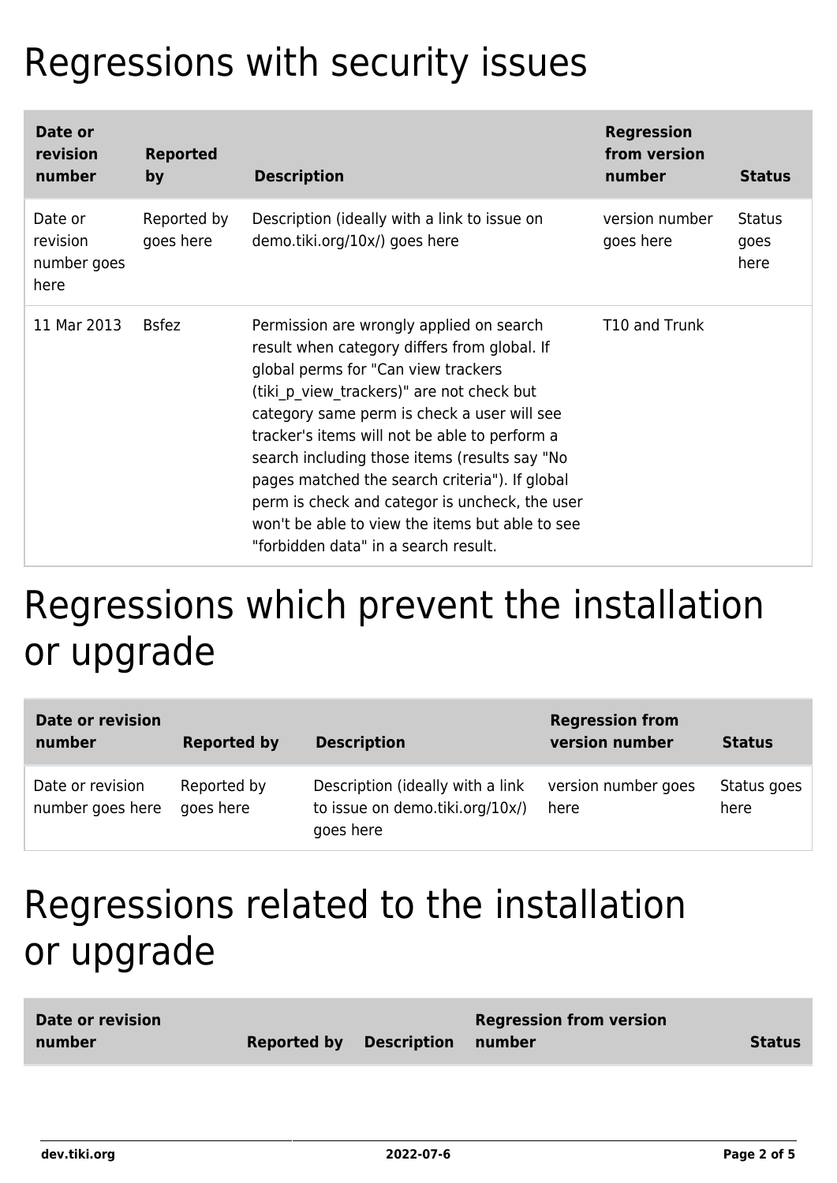# Regressions with security issues

| Date or revision number | Reported by | Description | Regression from version number | Status |
| --- | --- | --- | --- | --- |
| Date or revision number goes here | Reported by goes here | Description (ideally with a link to issue on demo.tiki.org/10x/) goes here | version number goes here | Status goes here |
| 11 Mar 2013 | Bsfez | Permission are wrongly applied on search result when category differs from global. If global perms for "Can view trackers (tiki_p_view_trackers)" are not check but category same perm is check a user will see tracker's items will not be able to perform a search including those items (results say "No pages matched the search criteria"). If global perm is check and categor is uncheck, the user won't be able to view the items but able to see "forbidden data" in a search result. | T10 and Trunk | |

# Regressions which prevent the installation or upgrade

| Date or revision number | Reported by | Description | Regression from version number | Status |
| --- | --- | --- | --- | --- |
| Date or revision number goes here | Reported by goes here | Description (ideally with a link to issue on demo.tiki.org/10x/) goes here | version number goes here | Status goes here |

# Regressions related to the installation or upgrade

| Date or revision number | Reported by | Description | Regression from version number | Status |
| --- | --- | --- | --- | --- |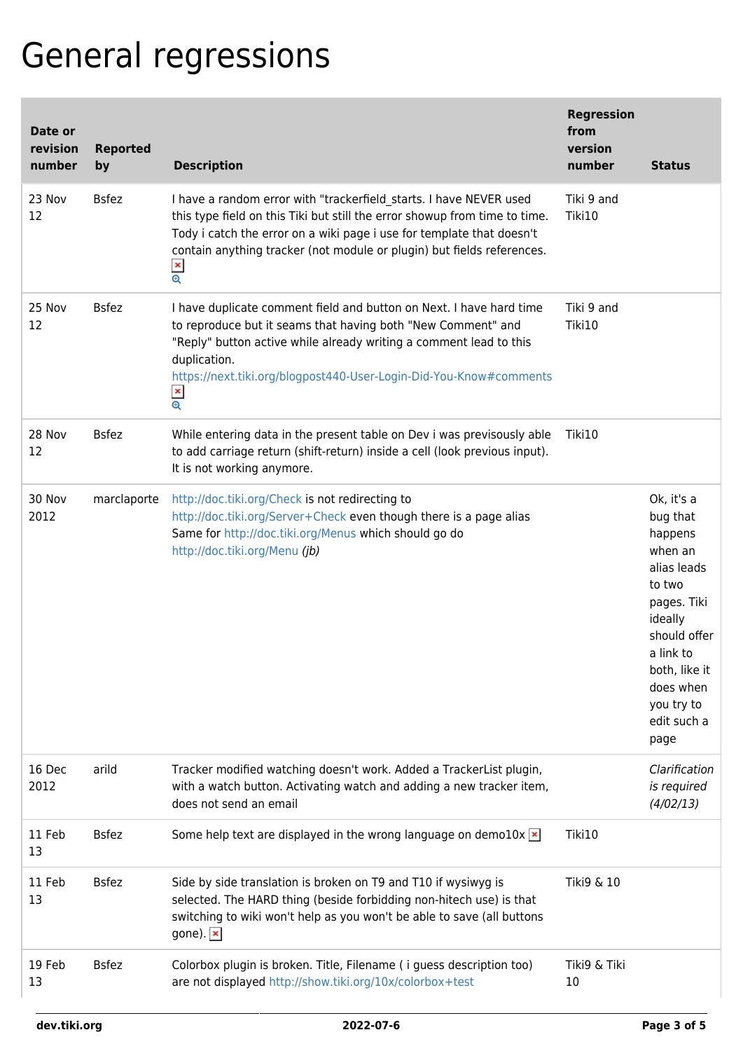# General regressions

| Date or revision number | Reported by | Description | Regression from version number | Status |
| --- | --- | --- | --- | --- |
| 23 Nov 12 | Bsfez | I have a random error with "trackerfield_starts. I have NEVER used this type field on this Tiki but still the error showup from time to time. Tody i catch the error on a wiki page i use for template that doesn't contain anything tracker (not module or plugin) but fields references. | Tiki 9 and Tiki10 | |
| 25 Nov 12 | Bsfez | I have duplicate comment field and button on Next. I have hard time to reproduce but it seams that having both "New Comment" and "Reply" button active while already writing a comment lead to this duplication. https://next.tiki.org/blogpost440-User-Login-Did-You-Know#comments | Tiki 9 and Tiki10 | |
| 28 Nov 12 | Bsfez | While entering data in the present table on Dev i was previsously able to add carriage return (shift-return) inside a cell (look previous input). It is not working anymore. | Tiki10 | |
| 30 Nov 2012 | marclaporte | http://doc.tiki.org/Check is not redirecting to http://doc.tiki.org/Server+Check even though there is a page alias Same for http://doc.tiki.org/Menus which should go do http://doc.tiki.org/Menu *(jb)* | | Ok, it's a bug that happens when an alias leads to two pages. Tiki ideally should offer a link to both, like it does when you try to edit such a page |
| 16 Dec 2012 | arild | Tracker modified watching doesn't work. Added a TrackerList plugin, with a watch button. Activating watch and adding a new tracker item, does not send an email | | *Clarification is required (4/02/13)* |
| 11 Feb 13 | Bsfez | Some help text are displayed in the wrong language on demo10x | Tiki10 | |
| 11 Feb 13 | Bsfez | Side by side translation is broken on T9 and T10 if wysiwyg is selected. The HARD thing (beside forbidding non-hitech use) is that switching to wiki won't help as you won't be able to save (all buttons gone). | Tiki9 & 10 | |
| 19 Feb 13 | Bsfez | Colorbox plugin is broken. Title, Filename ( i guess description too) are not displayed http://show.tiki.org/10x/colorbox+test | Tiki9 & Tiki 10 | |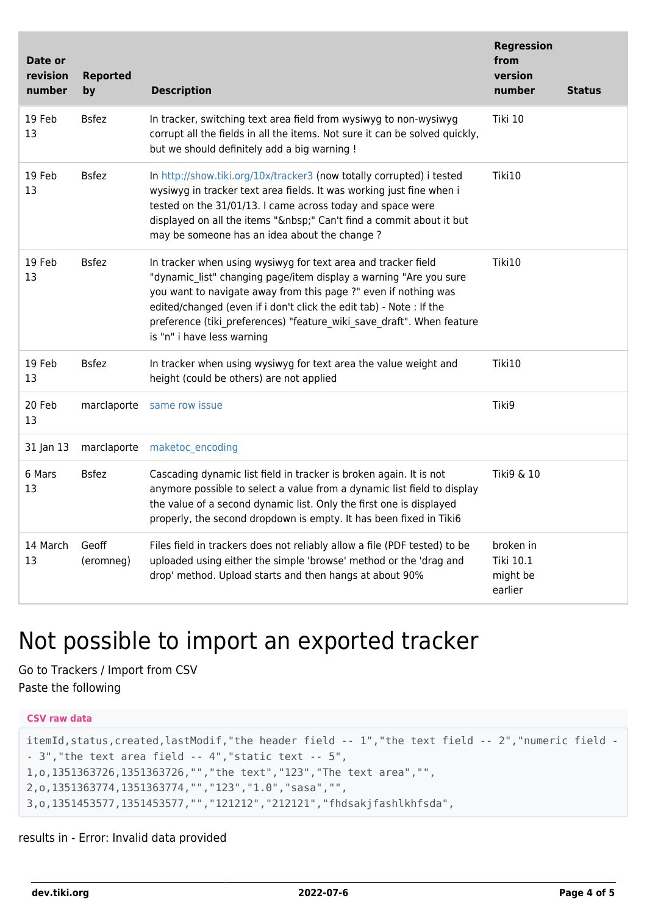| Date or revision number | Reported by | Description | Regression from version number | Status |
| --- | --- | --- | --- | --- |
| 19 Feb 13 | Bsfez | In tracker, switching text area field from wysiwyg to non-wysiwyg corrupt all the fields in all the items. Not sure it can be solved quickly, but we should definitely add a big warning ! | Tiki 10 | |
| 19 Feb 13 | Bsfez | In http://show.tiki.org/10x/tracker3 (now totally corrupted) i tested wysiwyg in tracker text area fields. It was working just fine when i tested on the 31/01/13. I came across today and space were displayed on all the items "&nbsp;" Can't find a commit about it but may be someone has an idea about the change ? | Tiki10 | |
| 19 Feb 13 | Bsfez | In tracker when using wysiwyg for text area and tracker field "dynamic_list" changing page/item display a warning "Are you sure you want to navigate away from this page ?" even if nothing was edited/changed (even if i don't click the edit tab) - Note : If the preference (tiki_preferences) "feature_wiki_save_draft". When feature is "n" i have less warning | Tiki10 | |
| 19 Feb 13 | Bsfez | In tracker when using wysiwyg for text area the value weight and height (could be others) are not applied | Tiki10 | |
| 20 Feb 13 | marclaporte | same row issue | Tiki9 | |
| 31 Jan 13 | marclaporte | maketoc_encoding | | |
| 6 Mars 13 | Bsfez | Cascading dynamic list field in tracker is broken again. It is not anymore possible to select a value from a dynamic list field to display the value of a second dynamic list. Only the first one is displayed properly, the second dropdown is empty. It has been fixed in Tiki6 | Tiki9 & 10 | |
| 14 March 13 | Geoff (eromneg) | Files field in trackers does not reliably allow a file (PDF tested) to be uploaded using either the simple 'browse' method or the 'drag and drop' method. Upload starts and then hangs at about 90% | broken in Tiki 10.1 might be earlier | |

# Not possible to import an exported tracker

Go to Trackers / Import from CSV
Paste the following

**CSV raw data**

```
itemId,status,created,lastModif,"the header field -- 1","the text field -- 2","numeric field -- 3","the text area field -- 4","static text -- 5",
1,o,1351363726,1351363726,"","the text","123","The text area","",
2,o,1351363774,1351363774,"","123","1.0","sasa","",
3,o,1351453577,1351453577,"","121212","212121","fhdsakjfashlkhfsda",
```

results in - Error: Invalid data provided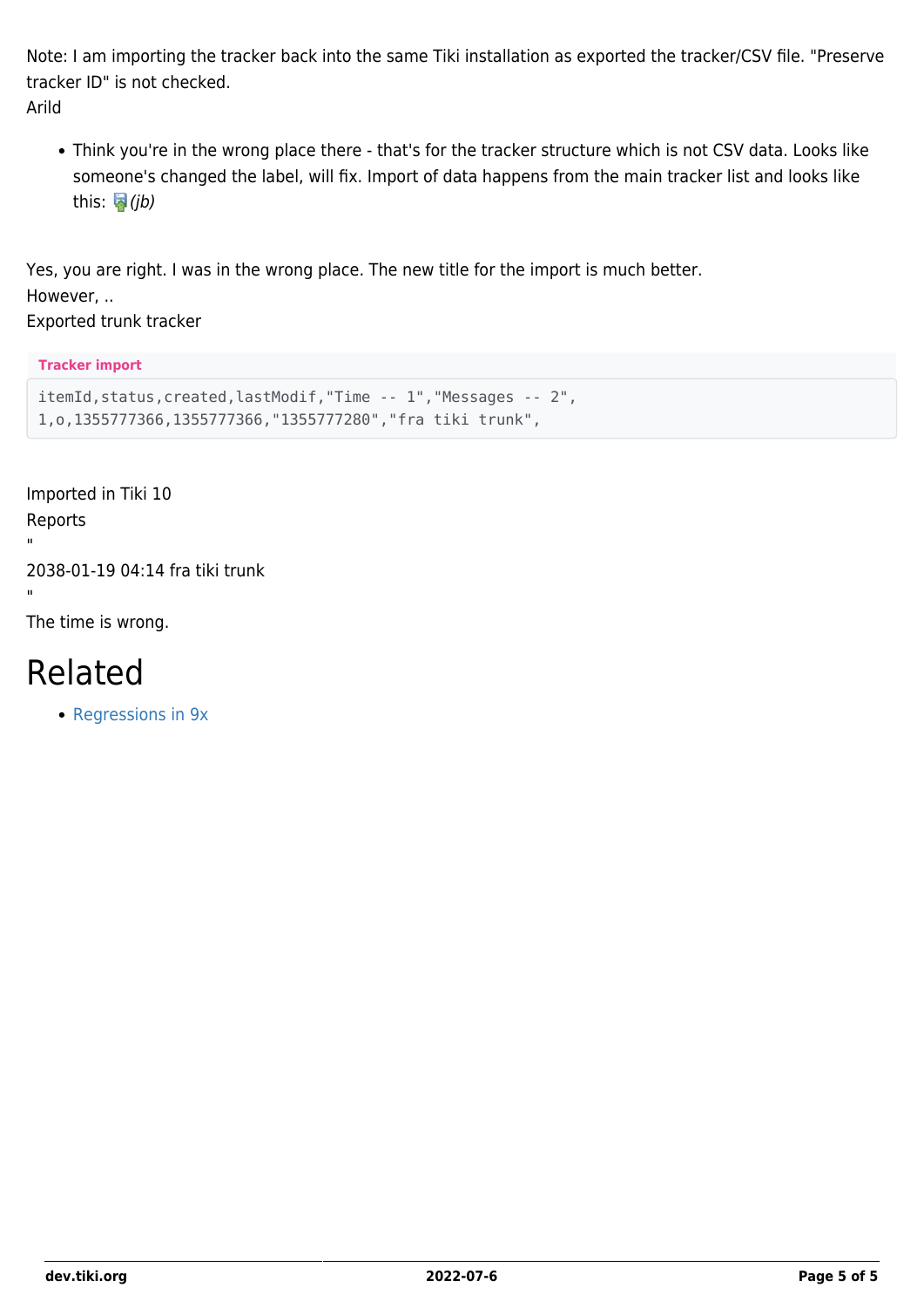Note: I am importing the tracker back into the same Tiki installation as exported the tracker/CSV file. "Preserve tracker ID" is not checked.
Arild

- Think you're in the wrong place there - that's for the tracker structure which is not CSV data. Looks like someone's changed the label, will fix. Import of data happens from the main tracker list and looks like this: *(jb)*

Yes, you are right. I was in the wrong place. The new title for the import is much better.
However, ..
Exported trunk tracker

**Tracker import**

```
itemId,status,created,lastModif,"Time -- 1","Messages -- 2",
1,o,1355777366,1355777366,"1355777280","fra tiki trunk",
```

Imported in Tiki 10
Reports
"
2038-01-19 04:14 fra tiki trunk
"
The time is wrong.

# Related

- Regressions in 9x